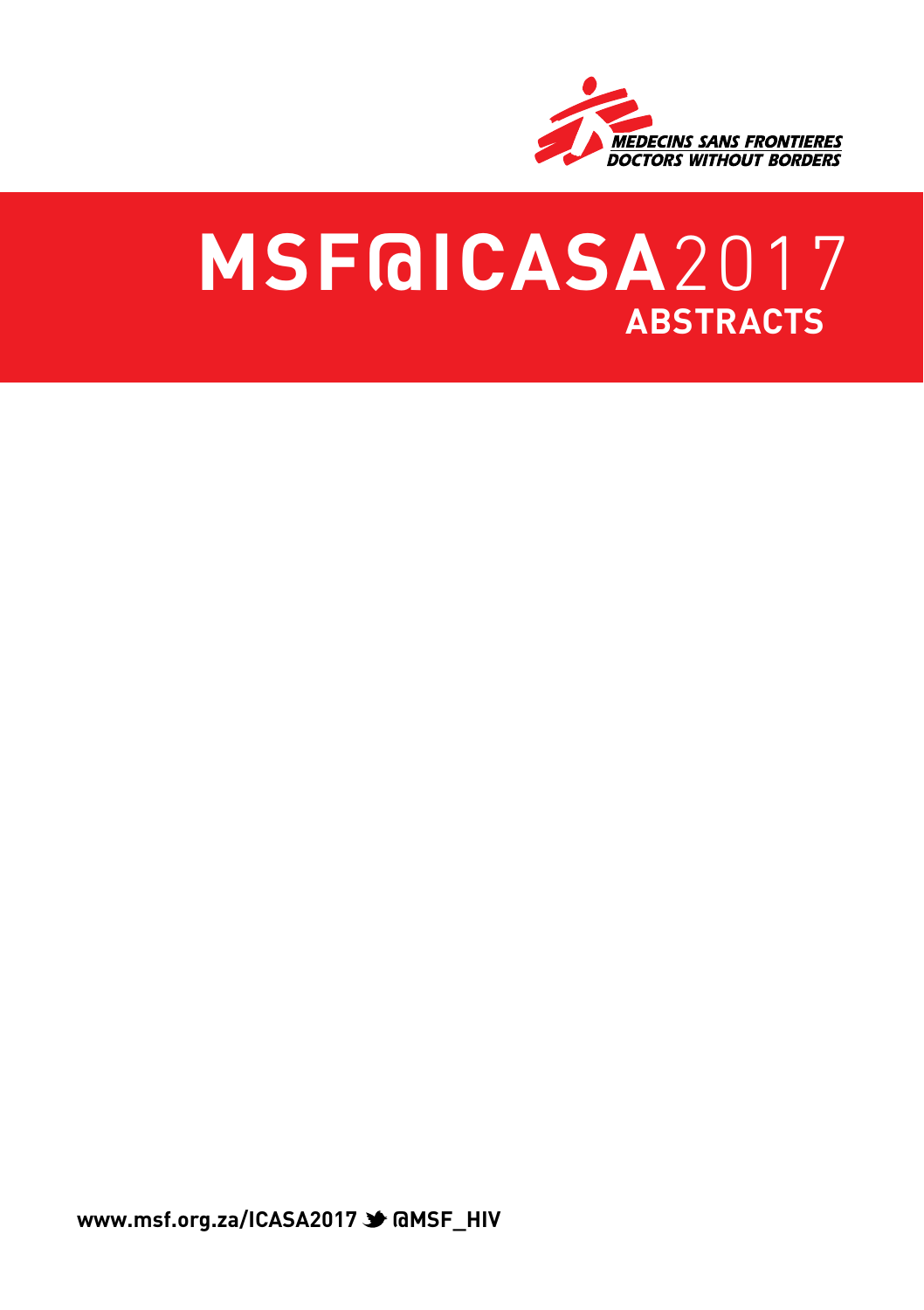MEDECINS SANS FRONTIERES
DOCTORS WITHOUT BORDERS

# MSF@ICASA2017

## ABSTRACTS

www.msf.org.za/ICASA2017 @MSF_HIV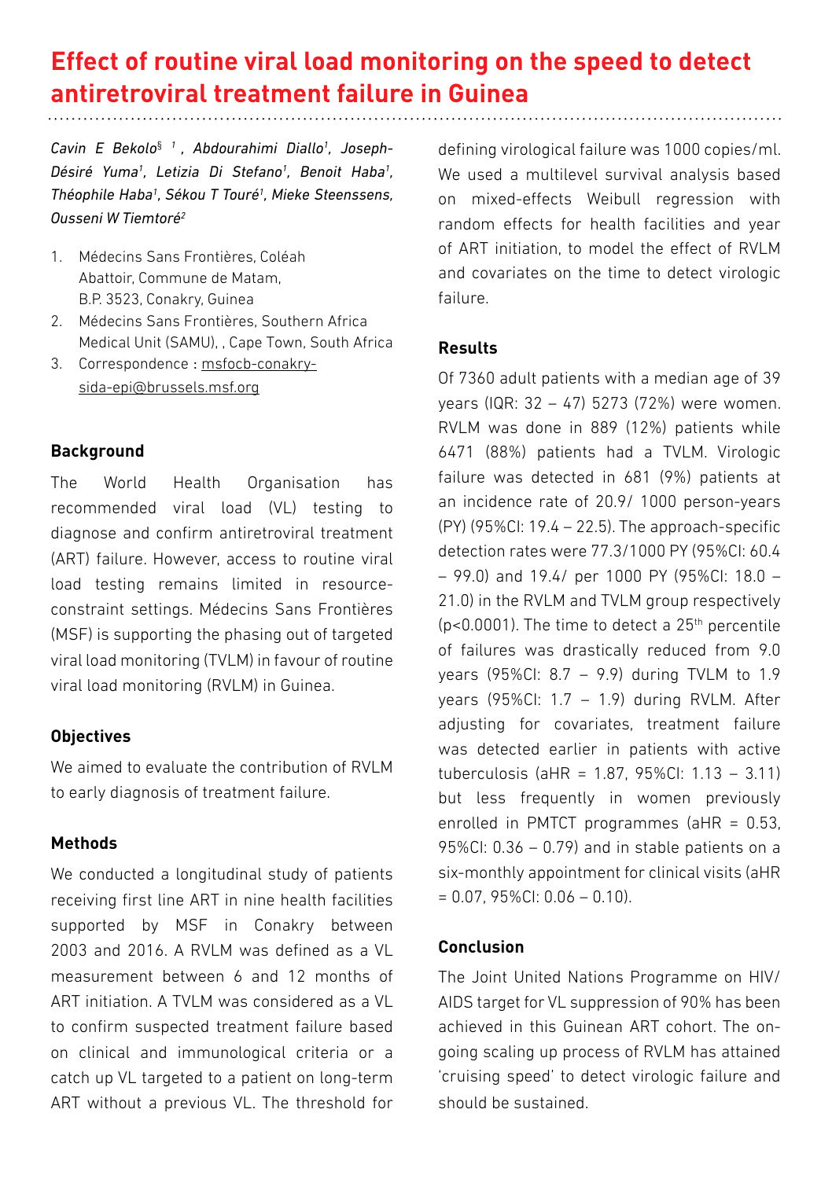# Effect of routine viral load monitoring on the speed to detect antiretroviral treatment failure in Guinea

*Cavin E Bekolo§ [1], Abdourahimi Diallo[1], Joseph-Désiré Yuma[1], Letizia Di Stefano[1], Benoit Haba[1], Théophile Haba[1], Sékou T Touré[1], Mieke Steenssens, Ousseni W Tiemtoré[2]*

1. Médecins Sans Frontières, Coléah Abattoir, Commune de Matam, B.P. 3523, Conakry, Guinea
2. Médecins Sans Frontières, Southern Africa Medical Unit (SAMU), , Cape Town, South Africa
3. Correspondence : msfocb-conakry-sida-epi@brussels.msf.org

## Background

The World Health Organisation has recommended viral load (VL) testing to diagnose and confirm antiretroviral treatment (ART) failure. However, access to routine viral load testing remains limited in resource-constraint settings. Médecins Sans Frontières (MSF) is supporting the phasing out of targeted viral load monitoring (TVLM) in favour of routine viral load monitoring (RVLM) in Guinea.

## Objectives

We aimed to evaluate the contribution of RVLM to early diagnosis of treatment failure.

## Methods

We conducted a longitudinal study of patients receiving first line ART in nine health facilities supported by MSF in Conakry between 2003 and 2016. A RVLM was defined as a VL measurement between 6 and 12 months of ART initiation. A TVLM was considered as a VL to confirm suspected treatment failure based on clinical and immunological criteria or a catch up VL targeted to a patient on long-term ART without a previous VL. The threshold for defining virological failure was 1000 copies/ml. We used a multilevel survival analysis based on mixed-effects Weibull regression with random effects for health facilities and year of ART initiation, to model the effect of RVLM and covariates on the time to detect virologic failure.

## Results

Of 7360 adult patients with a median age of 39 years (IQR: 32 – 47) 5273 (72%) were women. RVLM was done in 889 (12%) patients while 6471 (88%) patients had a TVLM. Virologic failure was detected in 681 (9%) patients at an incidence rate of 20.9/ 1000 person-years (PY) (95%CI: 19.4 – 22.5). The approach-specific detection rates were 77.3/1000 PY (95%CI: 60.4 – 99.0) and 19.4/ per 1000 PY (95%CI: 18.0 – 21.0) in the RVLM and TVLM group respectively ($p<0.0001$). The time to detect a 25$^{th}$ percentile of failures was drastically reduced from 9.0 years (95%CI: 8.7 – 9.9) during TVLM to 1.9 years (95%CI: 1.7 – 1.9) during RVLM. After adjusting for covariates, treatment failure was detected earlier in patients with active tuberculosis (aHR = 1.87, 95%CI: 1.13 – 3.11) but less frequently in women previously enrolled in PMTCT programmes (aHR = 0.53, 95%CI: 0.36 – 0.79) and in stable patients on a six-monthly appointment for clinical visits (aHR = 0.07, 95%CI: 0.06 – 0.10).

## Conclusion

The Joint United Nations Programme on HIV/ AIDS target for VL suppression of 90% has been achieved in this Guinean ART cohort. The on-going scaling up process of RVLM has attained 'cruising speed' to detect virologic failure and should be sustained.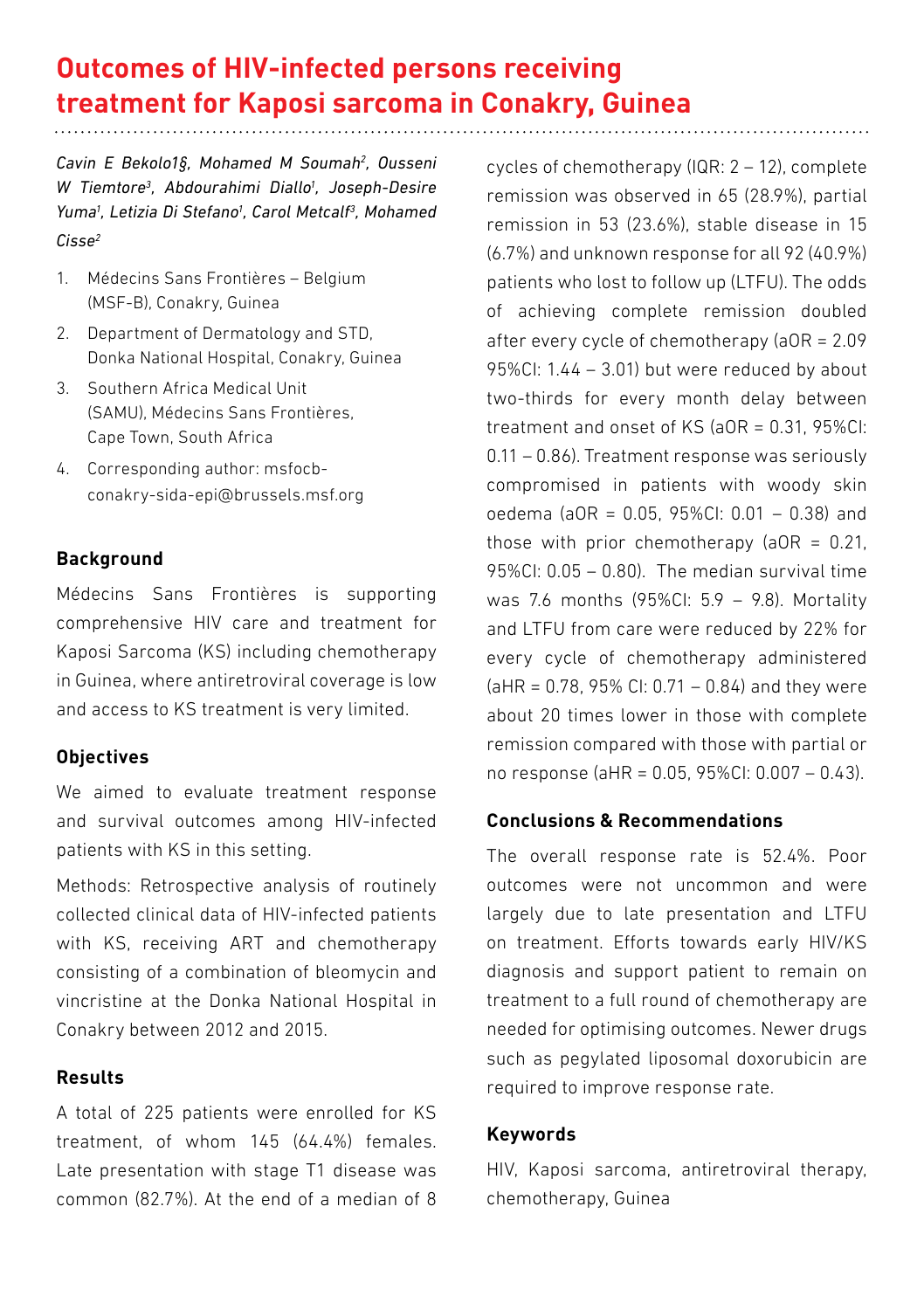# Outcomes of HIV-infected persons receiving treatment for Kaposi sarcoma in Conakry, Guinea

*Cavin E Bekolo1§, Mohamed M Soumah[2], Ousseni W Tiemtore[3], Abdourahimi Diallo[1], Joseph-Desire Yuma[1], Letizia Di Stefano[1], Carol Metcalf[3], Mohamed Cisse[2]*

1. Médecins Sans Frontières – Belgium (MSF-B), Conakry, Guinea
2. Department of Dermatology and STD, Donka National Hospital, Conakry, Guinea
3. Southern Africa Medical Unit (SAMU), Médecins Sans Frontières, Cape Town, South Africa
4. Corresponding author: msfocb-conakry-sida-epi@brussels.msf.org

## Background

Médecins Sans Frontières is supporting comprehensive HIV care and treatment for Kaposi Sarcoma (KS) including chemotherapy in Guinea, where antiretroviral coverage is low and access to KS treatment is very limited.

## Objectives

We aimed to evaluate treatment response and survival outcomes among HIV-infected patients with KS in this setting.

Methods: Retrospective analysis of routinely collected clinical data of HIV-infected patients with KS, receiving ART and chemotherapy consisting of a combination of bleomycin and vincristine at the Donka National Hospital in Conakry between 2012 and 2015.

## Results

A total of 225 patients were enrolled for KS treatment, of whom 145 (64.4%) females. Late presentation with stage T1 disease was common (82.7%). At the end of a median of 8 cycles of chemotherapy (IQR: 2 – 12), complete remission was observed in 65 (28.9%), partial remission in 53 (23.6%), stable disease in 15 (6.7%) and unknown response for all 92 (40.9%) patients who lost to follow up (LTFU). The odds of achieving complete remission doubled after every cycle of chemotherapy (aOR = 2.09 95%CI: 1.44 – 3.01) but were reduced by about two-thirds for every month delay between treatment and onset of KS (aOR = 0.31, 95%CI: 0.11 – 0.86). Treatment response was seriously compromised in patients with woody skin oedema (aOR = 0.05, 95%CI: 0.01 – 0.38) and those with prior chemotherapy (aOR = 0.21, 95%CI: 0.05 – 0.80). The median survival time was 7.6 months (95%CI: 5.9 – 9.8). Mortality and LTFU from care were reduced by 22% for every cycle of chemotherapy administered (aHR = 0.78, 95% CI: 0.71 – 0.84) and they were about 20 times lower in those with complete remission compared with those with partial or no response (aHR = 0.05, 95%CI: 0.007 – 0.43).

## Conclusions & Recommendations

The overall response rate is 52.4%. Poor outcomes were not uncommon and were largely due to late presentation and LTFU on treatment. Efforts towards early HIV/KS diagnosis and support patient to remain on treatment to a full round of chemotherapy are needed for optimising outcomes. Newer drugs such as pegylated liposomal doxorubicin are required to improve response rate.

## Keywords

HIV, Kaposi sarcoma, antiretroviral therapy, chemotherapy, Guinea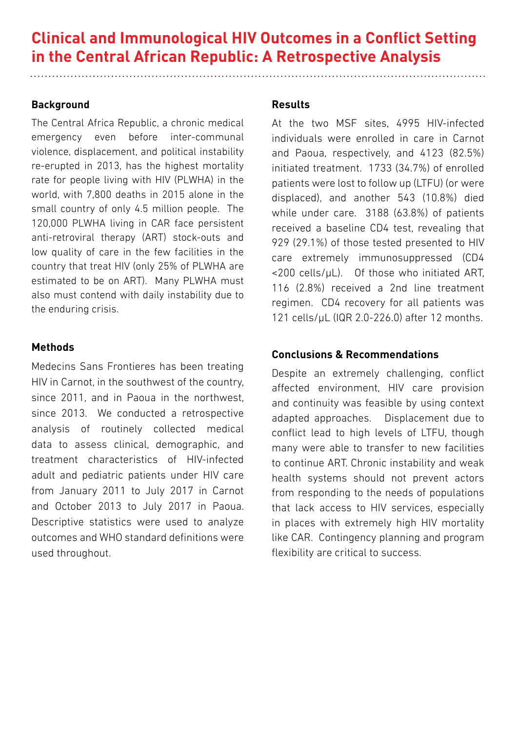# Clinical and Immunological HIV Outcomes in a Conflict Setting in the Central African Republic: A Retrospective Analysis

### Background

The Central Africa Republic, a chronic medical emergency even before inter-communal violence, displacement, and political instability re-erupted in 2013, has the highest mortality rate for people living with HIV (PLWHA) in the world, with 7,800 deaths in 2015 alone in the small country of only 4.5 million people. The 120,000 PLWHA living in CAR face persistent anti-retroviral therapy (ART) stock-outs and low quality of care in the few facilities in the country that treat HIV (only 25% of PLWHA are estimated to be on ART). Many PLWHA must also must contend with daily instability due to the enduring crisis.

### Methods

Medecins Sans Frontieres has been treating HIV in Carnot, in the southwest of the country, since 2011, and in Paoua in the northwest, since 2013. We conducted a retrospective analysis of routinely collected medical data to assess clinical, demographic, and treatment characteristics of HIV-infected adult and pediatric patients under HIV care from January 2011 to July 2017 in Carnot and October 2013 to July 2017 in Paoua. Descriptive statistics were used to analyze outcomes and WHO standard definitions were used throughout.

### Results

At the two MSF sites, 4995 HIV-infected individuals were enrolled in care in Carnot and Paoua, respectively, and 4123 (82.5%) initiated treatment. 1733 (34.7%) of enrolled patients were lost to follow up (LTFU) (or were displaced), and another 543 (10.8%) died while under care. 3188 (63.8%) of patients received a baseline CD4 test, revealing that 929 (29.1%) of those tested presented to HIV care extremely immunosuppressed (CD4 <200 cells/µL). Of those who initiated ART, 116 (2.8%) received a 2nd line treatment regimen. CD4 recovery for all patients was 121 cells/µL (IQR 2.0-226.0) after 12 months.

### Conclusions & Recommendations

Despite an extremely challenging, conflict affected environment, HIV care provision and continuity was feasible by using context adapted approaches. Displacement due to conflict lead to high levels of LTFU, though many were able to transfer to new facilities to continue ART. Chronic instability and weak health systems should not prevent actors from responding to the needs of populations that lack access to HIV services, especially in places with extremely high HIV mortality like CAR. Contingency planning and program flexibility are critical to success.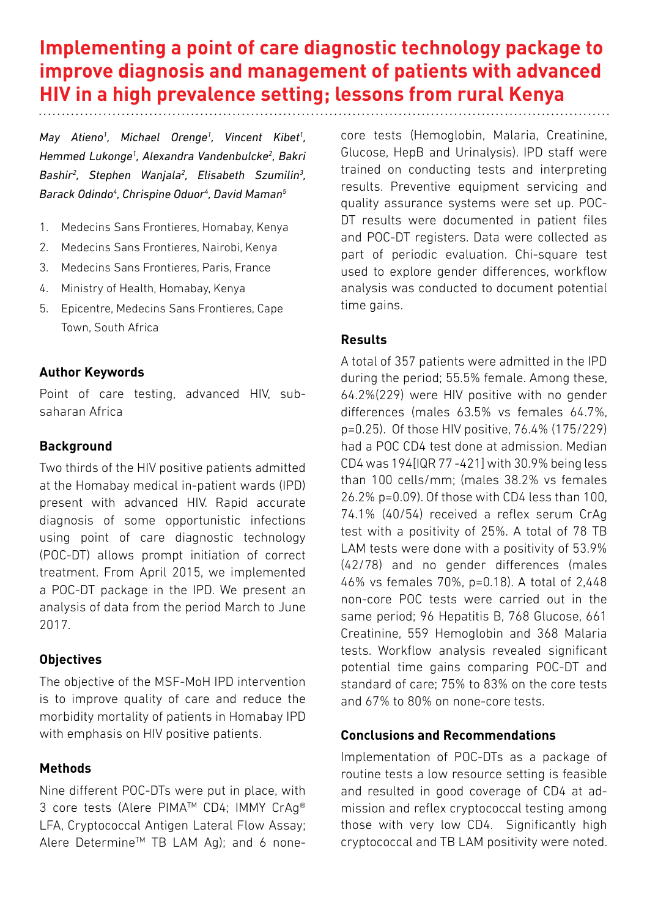# Implementing a point of care diagnostic technology package to improve diagnosis and management of patients with advanced HIV in a high prevalence setting; lessons from rural Kenya

*May Atieno[1], Michael Orenge[1], Vincent Kibet[1], Hemmed Lukonge[1], Alexandra Vandenbulcke[2], Bakri Bashir[2], Stephen Wanjala[2], Elisabeth Szumilin[3], Barack Odindo[4], Chrispine Oduor[4], David Maman[5]*

1. Medecins Sans Frontieres, Homabay, Kenya
2. Medecins Sans Frontieres, Nairobi, Kenya
3. Medecins Sans Frontieres, Paris, France
4. Ministry of Health, Homabay, Kenya
5. Epicentre, Medecins Sans Frontieres, Cape Town, South Africa

### Author Keywords

Point of care testing, advanced HIV, sub-saharan Africa

### Background

Two thirds of the HIV positive patients admitted at the Homabay medical in-patient wards (IPD) present with advanced HIV. Rapid accurate diagnosis of some opportunistic infections using point of care diagnostic technology (POC-DT) allows prompt initiation of correct treatment. From April 2015, we implemented a POC-DT package in the IPD. We present an analysis of data from the period March to June 2017.

### Objectives

The objective of the MSF-MoH IPD intervention is to improve quality of care and reduce the morbidity mortality of patients in Homabay IPD with emphasis on HIV positive patients.

### Methods

Nine different POC-DTs were put in place, with 3 core tests (Alere PIMA™ CD4; IMMY CrAg® LFA, Cryptococcal Antigen Lateral Flow Assay; Alere Determine™ TB LAM Ag); and 6 none-core tests (Hemoglobin, Malaria, Creatinine, Glucose, HepB and Urinalysis). IPD staff were trained on conducting tests and interpreting results. Preventive equipment servicing and quality assurance systems were set up. POC-DT results were documented in patient files and POC-DT registers. Data were collected as part of periodic evaluation. Chi-square test used to explore gender differences, workflow analysis was conducted to document potential time gains.

### Results

A total of 357 patients were admitted in the IPD during the period; 55.5% female. Among these, 64.2%(229) were HIV positive with no gender differences (males 63.5% vs females 64.7%, p=0.25). Of those HIV positive, 76.4% (175/229) had a POC CD4 test done at admission. Median CD4 was 194[IQR 77 -421] with 30.9% being less than 100 cells/mm; (males 38.2% vs females 26.2% p=0.09). Of those with CD4 less than 100, 74.1% (40/54) received a reflex serum CrAg test with a positivity of 25%. A total of 78 TB LAM tests were done with a positivity of 53.9% (42/78) and no gender differences (males 46% vs females 70%, p=0.18). A total of 2,448 non-core POC tests were carried out in the same period; 96 Hepatitis B, 768 Glucose, 661 Creatinine, 559 Hemoglobin and 368 Malaria tests. Workflow analysis revealed significant potential time gains comparing POC-DT and standard of care; 75% to 83% on the core tests and 67% to 80% on none-core tests.

### Conclusions and Recommendations

Implementation of POC-DTs as a package of routine tests a low resource setting is feasible and resulted in good coverage of CD4 at admission and reflex cryptococcal testing among those with very low CD4. Significantly high cryptococcal and TB LAM positivity were noted.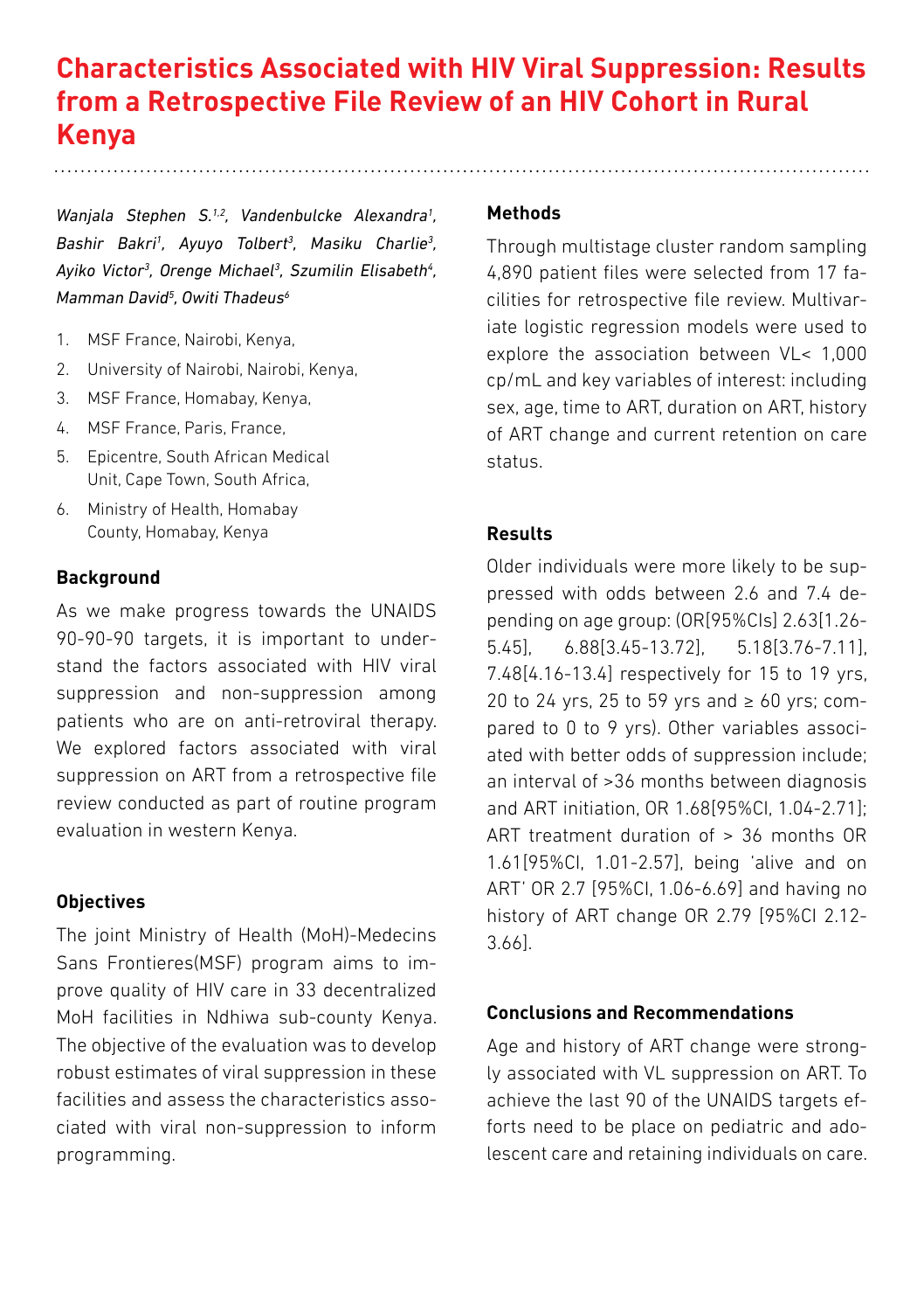# Characteristics Associated with HIV Viral Suppression: Results from a Retrospective File Review of an HIV Cohort in Rural Kenya

*Wanjala Stephen S.[1,2], Vandenbulcke Alexandra[1], Bashir Bakri[1], Ayuyo Tolbert[3], Masiku Charlie[3], Ayiko Victor[3], Orenge Michael[3], Szumilin Elisabeth[4], Mamman David[5], Owiti Thadeus[6]*

1. MSF France, Nairobi, Kenya,
2. University of Nairobi, Nairobi, Kenya,
3. MSF France, Homabay, Kenya,
4. MSF France, Paris, France,
5. Epicentre, South African Medical Unit, Cape Town, South Africa,
6. Ministry of Health, Homabay County, Homabay, Kenya

## Background

As we make progress towards the UNAIDS 90-90-90 targets, it is important to understand the factors associated with HIV viral suppression and non-suppression among patients who are on anti-retroviral therapy. We explored factors associated with viral suppression on ART from a retrospective file review conducted as part of routine program evaluation in western Kenya.

## Objectives

The joint Ministry of Health (MoH)-Medecins Sans Frontieres(MSF) program aims to improve quality of HIV care in 33 decentralized MoH facilities in Ndhiwa sub-county Kenya. The objective of the evaluation was to develop robust estimates of viral suppression in these facilities and assess the characteristics associated with viral non-suppression to inform programming.

## Methods

Through multistage cluster random sampling 4,890 patient files were selected from 17 facilities for retrospective file review. Multivariate logistic regression models were used to explore the association between VL< 1,000 cp/mL and key variables of interest: including sex, age, time to ART, duration on ART, history of ART change and current retention on care status.

## Results

Older individuals were more likely to be suppressed with odds between 2.6 and 7.4 depending on age group: (OR[95%CIs] 2.63[1.26-5.45], 6.88[3.45-13.72], 5.18[3.76-7.11], 7.48[4.16-13.4] respectively for 15 to 19 yrs, 20 to 24 yrs, 25 to 59 yrs and ≥ 60 yrs; compared to 0 to 9 yrs). Other variables associated with better odds of suppression include; an interval of >36 months between diagnosis and ART initiation, OR 1.68[95%CI, 1.04-2.71]; ART treatment duration of > 36 months OR 1.61[95%CI, 1.01-2.57], being 'alive and on ART' OR 2.7 [95%CI, 1.06-6.69] and having no history of ART change OR 2.79 [95%CI 2.12-3.66].

## Conclusions and Recommendations

Age and history of ART change were strongly associated with VL suppression on ART. To achieve the last 90 of the UNAIDS targets efforts need to be place on pediatric and adolescent care and retaining individuals on care.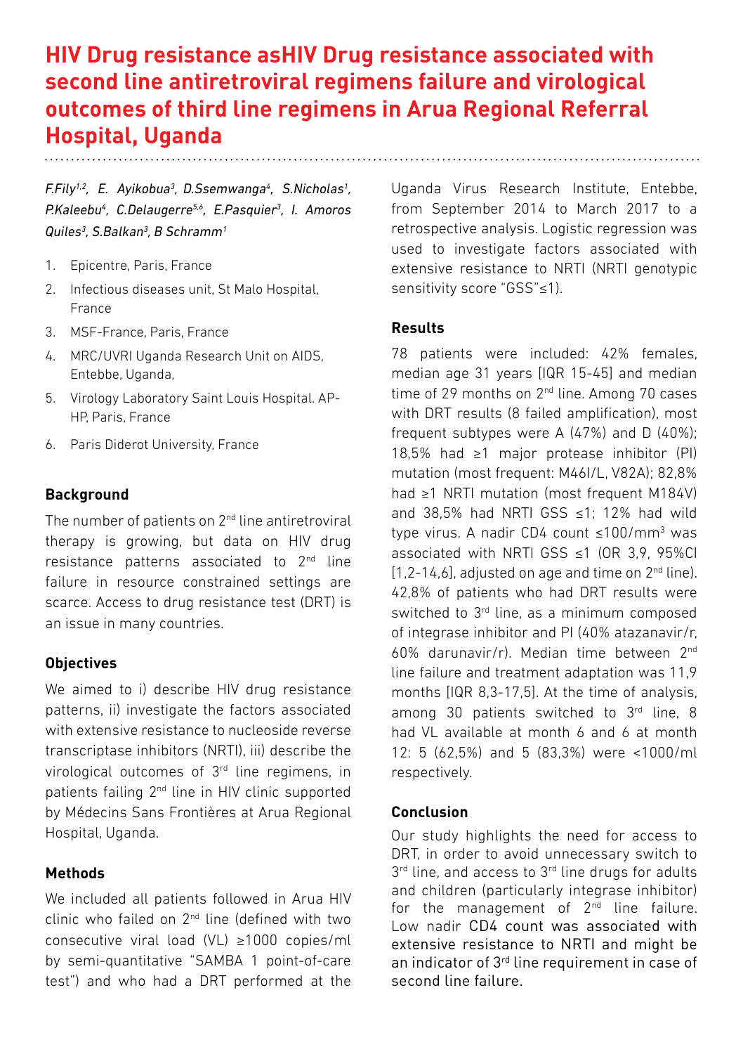# HIV Drug resistance asHIV Drug resistance associated with second line antiretroviral regimens failure and virological outcomes of third line regimens in Arua Regional Referral Hospital, Uganda

*F.Fily[1,2], E. Ayikobua[3], D.Ssemwanga[4], S.Nicholas[1], P.Kaleebu[4], C.Delaugerre[5,6], E.Pasquier[3], I. Amoros Quiles[3], S.Balkan[3], B Schramm[1]*

1. Epicentre, Paris, France
2. Infectious diseases unit, St Malo Hospital, France
3. MSF-France, Paris, France
4. MRC/UVRI Uganda Research Unit on AIDS, Entebbe, Uganda,
5. Virology Laboratory Saint Louis Hospital. AP-HP, Paris, France
6. Paris Diderot University, France

### Background

The number of patients on 2nd line antiretroviral therapy is growing, but data on HIV drug resistance patterns associated to 2nd line failure in resource constrained settings are scarce. Access to drug resistance test (DRT) is an issue in many countries.

### Objectives

We aimed to i) describe HIV drug resistance patterns, ii) investigate the factors associated with extensive resistance to nucleoside reverse transcriptase inhibitors (NRTI), iii) describe the virological outcomes of 3rd line regimens, in patients failing 2nd line in HIV clinic supported by Médecins Sans Frontières at Arua Regional Hospital, Uganda.

### Methods

We included all patients followed in Arua HIV clinic who failed on 2nd line (defined with two consecutive viral load (VL) ≥1000 copies/ml by semi-quantitative "SAMBA 1 point-of-care test") and who had a DRT performed at the Uganda Virus Research Institute, Entebbe, from September 2014 to March 2017 to a retrospective analysis. Logistic regression was used to investigate factors associated with extensive resistance to NRTI (NRTI genotypic sensitivity score "GSS"≤1).

### Results

78 patients were included: 42% females, median age 31 years [IQR 15-45] and median time of 29 months on 2nd line. Among 70 cases with DRT results (8 failed amplification), most frequent subtypes were A (47%) and D (40%); 18,5% had ≥1 major protease inhibitor (PI) mutation (most frequent: M46I/L, V82A); 82,8% had ≥1 NRTI mutation (most frequent M184V) and 38,5% had NRTI GSS ≤1; 12% had wild type virus. A nadir CD4 count ≤100/mm$^3$ was associated with NRTI GSS ≤1 (OR 3,9, 95%CI [1,2-14,6], adjusted on age and time on 2nd line). 42,8% of patients who had DRT results were switched to 3rd line, as a minimum composed of integrase inhibitor and PI (40% atazanavir/r, 60% darunavir/r). Median time between 2nd line failure and treatment adaptation was 11,9 months [IQR 8,3-17,5]. At the time of analysis, among 30 patients switched to 3rd line, 8 had VL available at month 6 and 6 at month 12: 5 (62,5%) and 5 (83,3%) were <1000/ml respectively.

### Conclusion

Our study highlights the need for access to DRT, in order to avoid unnecessary switch to 3rd line, and access to 3rd line drugs for adults and children (particularly integrase inhibitor) for the management of 2nd line failure. Low nadir CD4 count was associated with extensive resistance to NRTI and might be an indicator of 3rd line requirement in case of second line failure.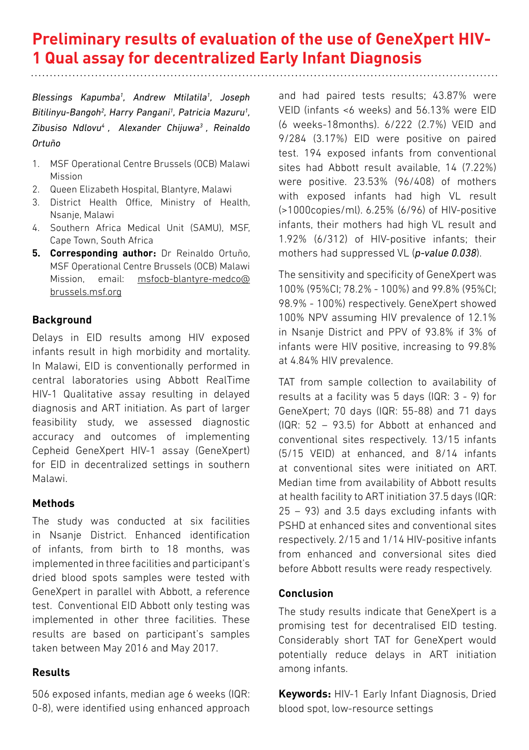# Preliminary results of evaluation of the use of GeneXpert HIV-1 Qual assay for decentralized Early Infant Diagnosis

*Blessings Kapumba[1], Andrew Mtilatila[1], Joseph Bitilinyu-Bangoh[2], Harry Pangani[1], Patricia Mazuru[1], Zibusiso Ndlovu[4] , Alexander Chijuwa[3] , Reinaldo Ortuño*

1. MSF Operational Centre Brussels (OCB) Malawi Mission
2. Queen Elizabeth Hospital, Blantyre, Malawi
3. District Health Office, Ministry of Health, Nsanje, Malawi
4. Southern Africa Medical Unit (SAMU), MSF, Cape Town, South Africa
5. **Corresponding author:** Dr Reinaldo Ortuño, MSF Operational Centre Brussels (OCB) Malawi Mission, email: msfocb-blantyre-medco@brussels.msf.org

### Background

Delays in EID results among HIV exposed infants result in high morbidity and mortality. In Malawi, EID is conventionally performed in central laboratories using Abbott RealTime HIV-1 Qualitative assay resulting in delayed diagnosis and ART initiation. As part of larger feasibility study, we assessed diagnostic accuracy and outcomes of implementing Cepheid GeneXpert HIV-1 assay (GeneXpert) for EID in decentralized settings in southern Malawi.

### Methods

The study was conducted at six facilities in Nsanje District. Enhanced identification of infants, from birth to 18 months, was implemented in three facilities and participant's dried blood spots samples were tested with GeneXpert in parallel with Abbott, a reference test. Conventional EID Abbott only testing was implemented in other three facilities. These results are based on participant's samples taken between May 2016 and May 2017.

### Results

506 exposed infants, median age 6 weeks (IQR: 0-8), were identified using enhanced approach and had paired tests results; 43.87% were VEID (infants <6 weeks) and 56.13% were EID (6 weeks-18months). 6/222 (2.7%) VEID and 9/284 (3.17%) EID were positive on paired test. 194 exposed infants from conventional sites had Abbott result available, 14 (7.22%) were positive. 23.53% (96/408) of mothers with exposed infants had high VL result (>1000copies/ml). 6.25% (6/96) of HIV-positive infants, their mothers had high VL result and 1.92% (6/312) of HIV-positive infants; their mothers had suppressed VL (*p-value 0.038*).

The sensitivity and specificity of GeneXpert was 100% (95%CI; 78.2% - 100%) and 99.8% (95%CI; 98.9% - 100%) respectively. GeneXpert showed 100% NPV assuming HIV prevalence of 12.1% in Nsanje District and PPV of 93.8% if 3% of infants were HIV positive, increasing to 99.8% at 4.84% HIV prevalence.

TAT from sample collection to availability of results at a facility was 5 days (IQR: 3 - 9) for GeneXpert; 70 days (IQR: 55-88) and 71 days (IQR: 52 – 93.5) for Abbott at enhanced and conventional sites respectively. 13/15 infants (5/15 VEID) at enhanced, and 8/14 infants at conventional sites were initiated on ART. Median time from availability of Abbott results at health facility to ART initiation 37.5 days (IQR: 25 – 93) and 3.5 days excluding infants with PSHD at enhanced sites and conventional sites respectively. 2/15 and 1/14 HIV-positive infants from enhanced and conversional sites died before Abbott results were ready respectively.

### Conclusion

The study results indicate that GeneXpert is a promising test for decentralised EID testing. Considerably short TAT for GeneXpert would potentially reduce delays in ART initiation among infants.

**Keywords:** HIV-1 Early Infant Diagnosis, Dried blood spot, low-resource settings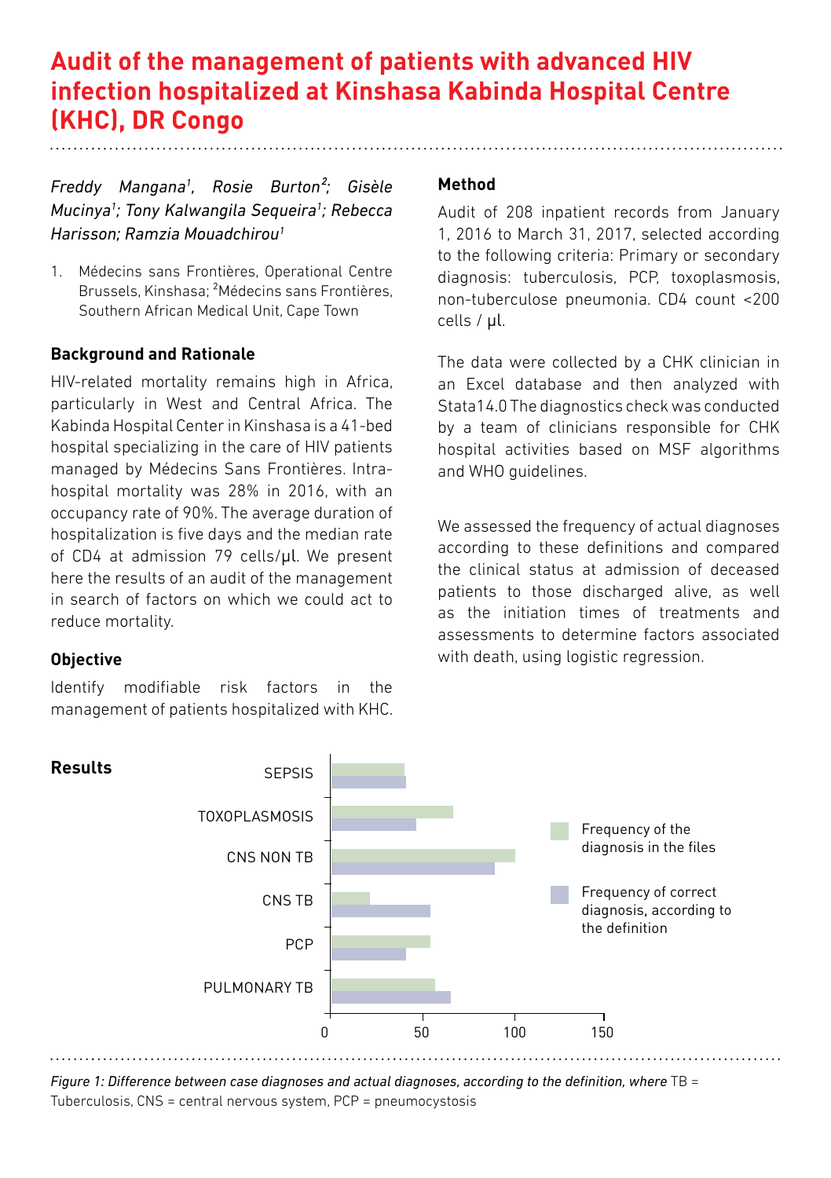# Audit of the management of patients with advanced HIV infection hospitalized at Kinshasa Kabinda Hospital Centre (KHC), DR Congo

*Freddy Mangana[1], Rosie Burton[2]; Gisèle Mucinya[1]; Tony Kalwangila Sequeira[1]; Rebecca Harisson; Ramzia Mouadchirou[1]*

1. Médecins sans Frontières, Operational Centre Brussels, Kinshasa; [2]Médecins sans Frontières, Southern African Medical Unit, Cape Town

## Background and Rationale

HIV-related mortality remains high in Africa, particularly in West and Central Africa. The Kabinda Hospital Center in Kinshasa is a 41-bed hospital specializing in the care of HIV patients managed by Médecins Sans Frontières. Intra-hospital mortality was 28% in 2016, with an occupancy rate of 90%. The average duration of hospitalization is five days and the median rate of CD4 at admission 79 cells/μl. We present here the results of an audit of the management in search of factors on which we could act to reduce mortality.

## Objective

Identify modifiable risk factors in the management of patients hospitalized with KHC.

## Method

Audit of 208 inpatient records from January 1, 2016 to March 31, 2017, selected according to the following criteria: Primary or secondary diagnosis: tuberculosis, PCP, toxoplasmosis, non-tuberculose pneumonia. CD4 count <200 cells / μl.

The data were collected by a CHK clinician in an Excel database and then analyzed with Stata14.0 The diagnostics check was conducted by a team of clinicians responsible for CHK hospital activities based on MSF algorithms and WHO guidelines.

We assessed the frequency of actual diagnoses according to these definitions and compared the clinical status at admission of deceased patients to those discharged alive, as well as the initiation times of treatments and assessments to determine factors associated with death, using logistic regression.

## Results

| Diagnosis | Frequency of the diagnosis in the files | Frequency of correct diagnosis, according to the definition |
|---|---|---|
| SEPSIS | ~40 | ~41 |
| TOXOPLASMOSIS | ~66 | ~46 |
| CNS NON TB | ~100 | ~89 |
| CNS TB | ~21 | ~54 |
| PCP | ~54 | ~41 |
| PULMONARY TB | ~56 | ~65 |

*Figure 1: Difference between case diagnoses and actual diagnoses, according to the definition, where* TB = Tuberculosis, CNS = central nervous system, PCP = pneumocystosis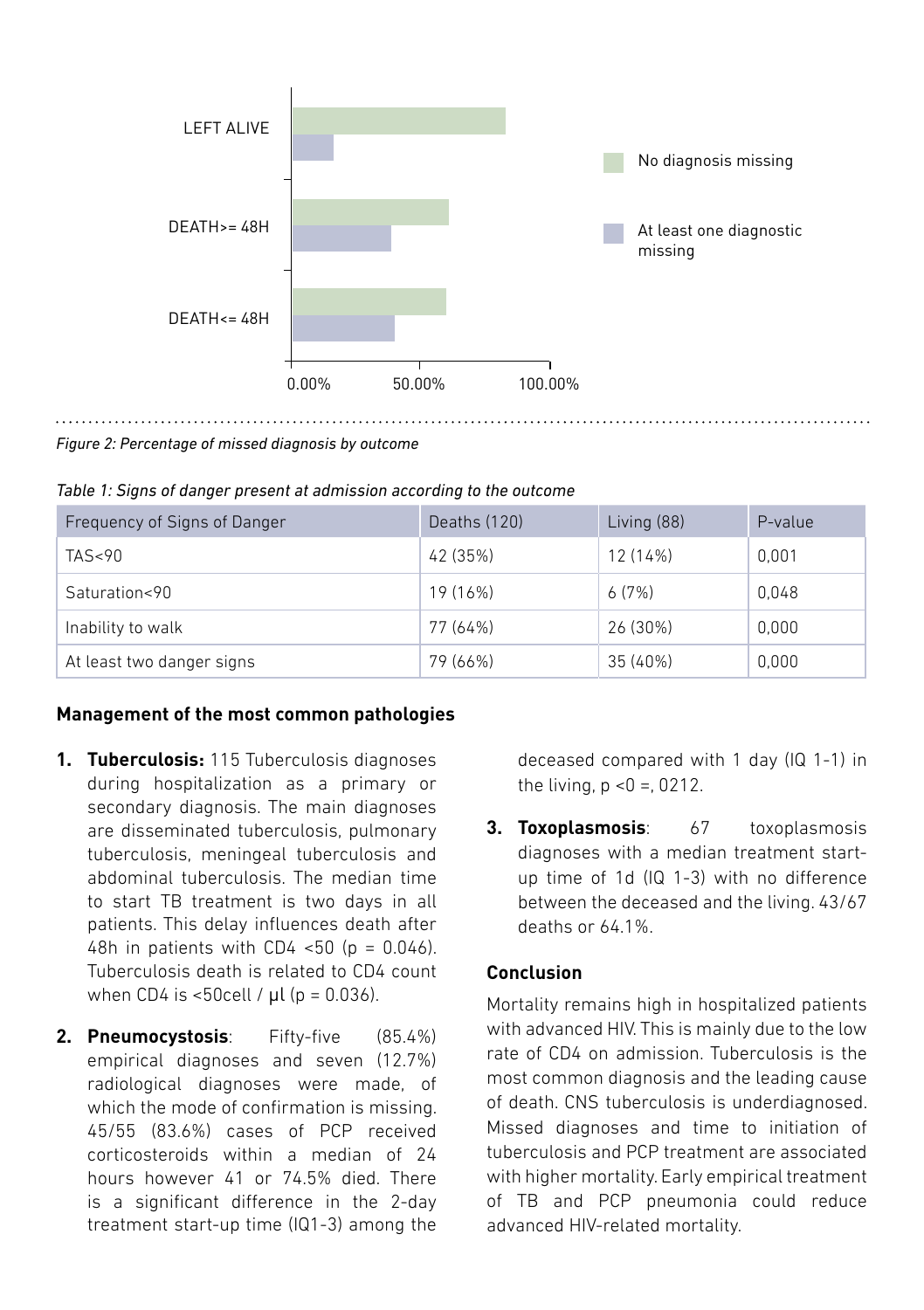LEFT ALIVE

DEATH>= 48H

DEATH<= 48H

0.00%

50.00%

100.00%

No diagnosis missing

At least one diagnostic missing

*Figure 2: Percentage of missed diagnosis by outcome*

*Table 1: Signs of danger present at admission according to the outcome*

| Frequency of Signs of Danger | Deaths (120) | Living (88) | P-value |
|---|---|---|---|
| TAS<90 | 42 (35%) | 12 (14%) | 0,001 |
| Saturation<90 | 19 (16%) | 6 (7%) | 0,048 |
| Inability to walk | 77 (64%) | 26 (30%) | 0,000 |
| At least two danger signs | 79 (66%) | 35 (40%) | 0,000 |

### Management of the most common pathologies

1. **Tuberculosis:** 115 Tuberculosis diagnoses during hospitalization as a primary or secondary diagnosis. The main diagnoses are disseminated tuberculosis, pulmonary tuberculosis, meningeal tuberculosis and abdominal tuberculosis. The median time to start TB treatment is two days in all patients. This delay influences death after 48h in patients with CD4 <50 ($p = 0.046$). Tuberculosis death is related to CD4 count when CD4 is <50cell / µl ($p = 0.036$).

2. **Pneumocystosis**: Fifty-five (85.4%) empirical diagnoses and seven (12.7%) radiological diagnoses were made, of which the mode of confirmation is missing. 45/55 (83.6%) cases of PCP received corticosteroids within a median of 24 hours however 41 or 74.5% died. There is a significant difference in the 2-day treatment start-up time (IQ1-3) among the deceased compared with 1 day (IQ 1-1) in the living, p <0 =, 0212.

3. **Toxoplasmosis**: 67 toxoplasmosis diagnoses with a median treatment start-up time of 1d (IQ 1-3) with no difference between the deceased and the living. 43/67 deaths or 64.1%.

### Conclusion

Mortality remains high in hospitalized patients with advanced HIV. This is mainly due to the low rate of CD4 on admission. Tuberculosis is the most common diagnosis and the leading cause of death. CNS tuberculosis is underdiagnosed. Missed diagnoses and time to initiation of tuberculosis and PCP treatment are associated with higher mortality. Early empirical treatment of TB and PCP pneumonia could reduce advanced HIV-related mortality.